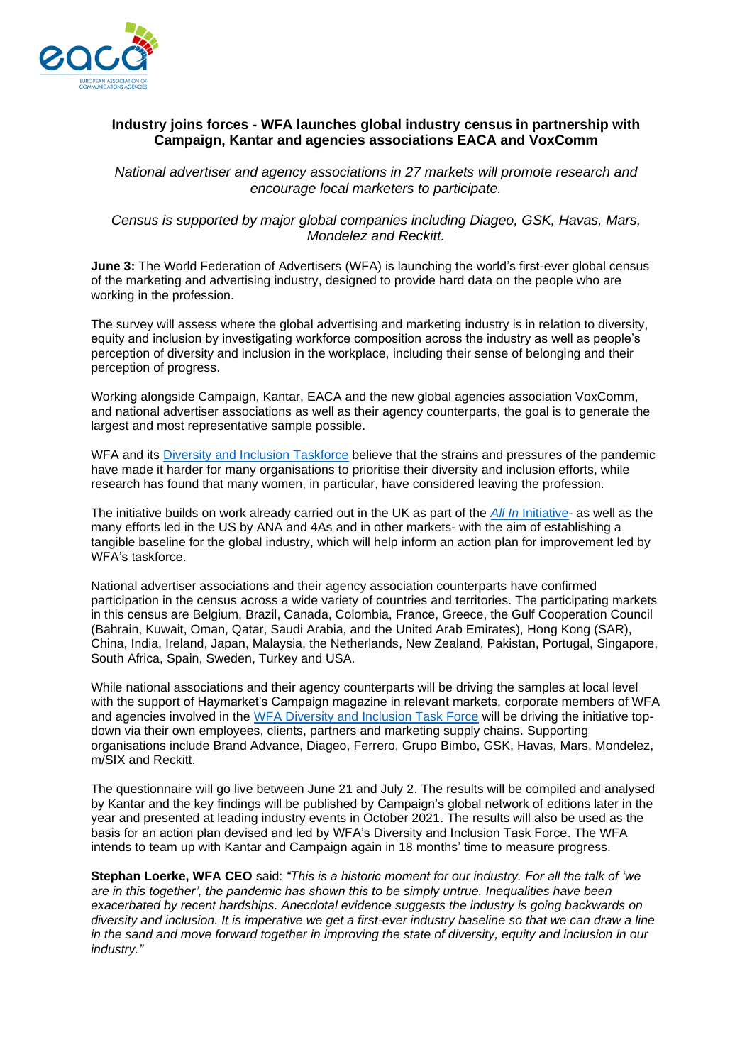# Industry joins forces - WFA launches global industry census in partnership with Campaign, Kantar and agencies associations EACA and VoxComm

*National advertiser and agency associations in 27 markets will promote research and encourage local marketers to participate.*

*Census is supported by major global companies including Diageo, GSK, Havas, Mars, Mondelez and Reckitt.*

**June 3:** The World Federation of Advertisers (WFA) is launching the world's first-ever global census of the marketing and advertising industry, designed to provide hard data on the people who are working in the profession.

The survey will assess where the global advertising and marketing industry is in relation to diversity, equity and inclusion by investigating workforce composition across the industry as well as people's perception of diversity and inclusion in the workplace, including their sense of belonging and their perception of progress.

Working alongside Campaign, Kantar, EACA and the new global agencies association VoxComm, and national advertiser associations as well as their agency counterparts, the goal is to generate the largest and most representative sample possible.

WFA and its Diversity and Inclusion Taskforce believe that the strains and pressures of the pandemic have made it harder for many organisations to prioritise their diversity and inclusion efforts, while research has found that many women, in particular, have considered leaving the profession.

The initiative builds on work already carried out in the UK as part of the *All In* Initiative- as well as the many efforts led in the US by ANA and 4As and in other markets- with the aim of establishing a tangible baseline for the global industry, which will help inform an action plan for improvement led by WFA's taskforce.

National advertiser associations and their agency association counterparts have confirmed participation in the census across a wide variety of countries and territories. The participating markets in this census are Belgium, Brazil, Canada, Colombia, France, Greece, the Gulf Cooperation Council (Bahrain, Kuwait, Oman, Qatar, Saudi Arabia, and the United Arab Emirates), Hong Kong (SAR), China, India, Ireland, Japan, Malaysia, the Netherlands, New Zealand, Pakistan, Portugal, Singapore, South Africa, Spain, Sweden, Turkey and USA.

While national associations and their agency counterparts will be driving the samples at local level with the support of Haymarket's Campaign magazine in relevant markets, corporate members of WFA and agencies involved in the WFA Diversity and Inclusion Task Force will be driving the initiative top-down via their own employees, clients, partners and marketing supply chains. Supporting organisations include Brand Advance, Diageo, Ferrero, Grupo Bimbo, GSK, Havas, Mars, Mondelez, m/SIX and Reckitt.

The questionnaire will go live between June 21 and July 2. The results will be compiled and analysed by Kantar and the key findings will be published by Campaign's global network of editions later in the year and presented at leading industry events in October 2021. The results will also be used as the basis for an action plan devised and led by WFA's Diversity and Inclusion Task Force. The WFA intends to team up with Kantar and Campaign again in 18 months' time to measure progress.

**Stephan Loerke, WFA CEO** said: *"This is a historic moment for our industry. For all the talk of 'we are in this together', the pandemic has shown this to be simply untrue. Inequalities have been exacerbated by recent hardships. Anecdotal evidence suggests the industry is going backwards on diversity and inclusion. It is imperative we get a first-ever industry baseline so that we can draw a line in the sand and move forward together in improving the state of diversity, equity and inclusion in our industry."*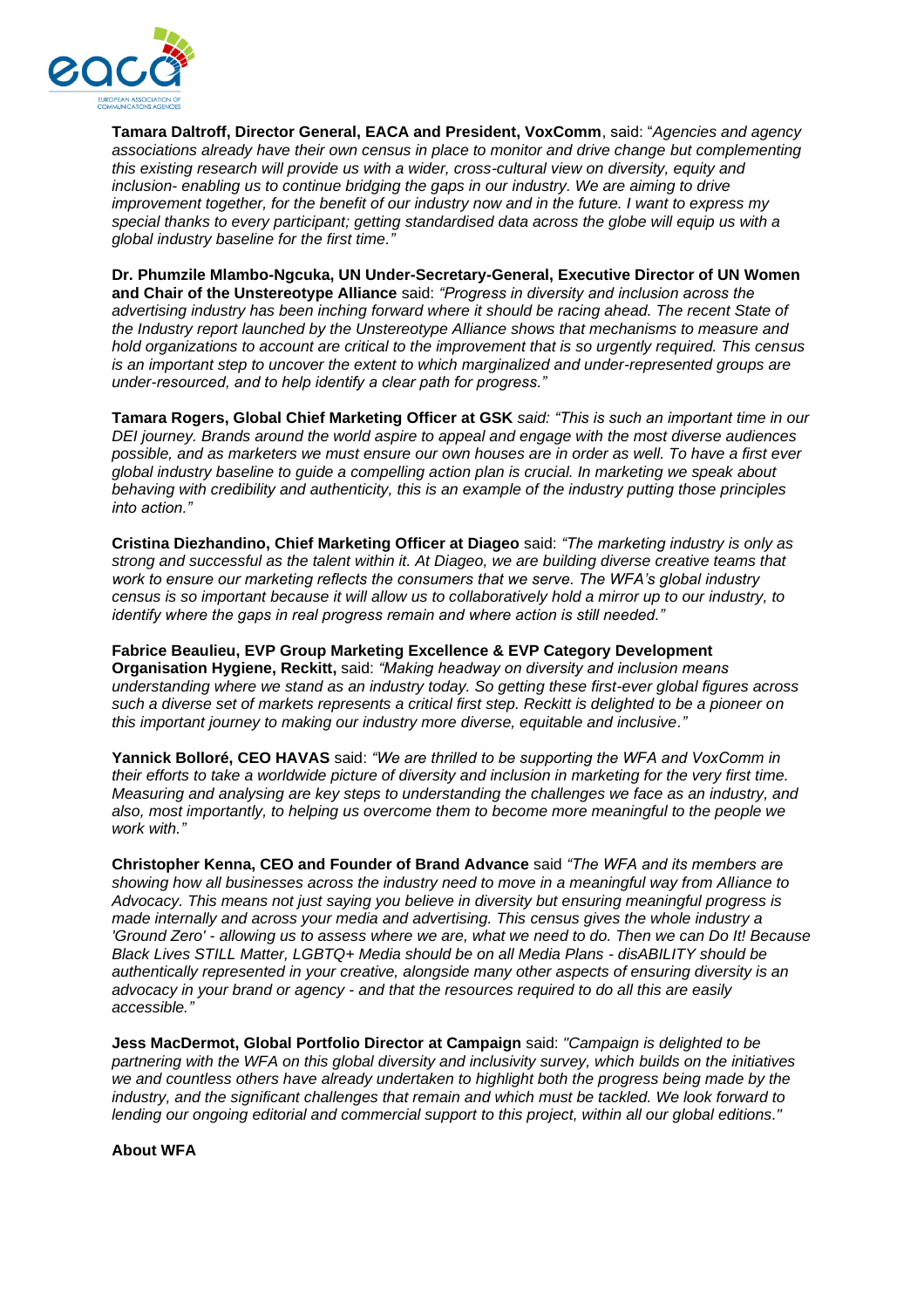**Tamara Daltroff, Director General, EACA and President, VoxComm**, said: "*Agencies and agency associations already have their own census in place to monitor and drive change but complementing this existing research will provide us with a wider, cross-cultural view on diversity, equity and inclusion- enabling us to continue bridging the gaps in our industry. We are aiming to drive improvement together, for the benefit of our industry now and in the future. I want to express my special thanks to every participant; getting standardised data across the globe will equip us with a global industry baseline for the first time."*

**Dr. Phumzile Mlambo-Ngcuka, UN Under-Secretary-General, Executive Director of UN Women and Chair of the Unstereotype Alliance** said: *"Progress in diversity and inclusion across the advertising industry has been inching forward where it should be racing ahead. The recent State of the Industry report launched by the Unstereotype Alliance shows that mechanisms to measure and hold organizations to account are critical to the improvement that is so urgently required. This census is an important step to uncover the extent to which marginalized and under-represented groups are under-resourced, and to help identify a clear path for progress."*

**Tamara Rogers, Global Chief Marketing Officer at GSK** *said: "This is such an important time in our DEI journey. Brands around the world aspire to appeal and engage with the most diverse audiences possible, and as marketers we must ensure our own houses are in order as well. To have a first ever global industry baseline to guide a compelling action plan is crucial. In marketing we speak about behaving with credibility and authenticity, this is an example of the industry putting those principles into action."*

**Cristina Diezhandino, Chief Marketing Officer at Diageo** said: *"The marketing industry is only as strong and successful as the talent within it. At Diageo, we are building diverse creative teams that work to ensure our marketing reflects the consumers that we serve. The WFA's global industry census is so important because it will allow us to collaboratively hold a mirror up to our industry, to identify where the gaps in real progress remain and where action is still needed."*

**Fabrice Beaulieu, EVP Group Marketing Excellence & EVP Category Development Organisation Hygiene, Reckitt,** said: *"Making headway on diversity and inclusion means understanding where we stand as an industry today. So getting these first-ever global figures across such a diverse set of markets represents a critical first step. Reckitt is delighted to be a pioneer on this important journey to making our industry more diverse, equitable and inclusive."*

**Yannick Bolloré, CEO HAVAS** said: *"We are thrilled to be supporting the WFA and VoxComm in their efforts to take a worldwide picture of diversity and inclusion in marketing for the very first time. Measuring and analysing are key steps to understanding the challenges we face as an industry, and also, most importantly, to helping us overcome them to become more meaningful to the people we work with."*

**Christopher Kenna, CEO and Founder of Brand Advance** said *"The WFA and its members are showing how all businesses across the industry need to move in a meaningful way from Alliance to Advocacy. This means not just saying you believe in diversity but ensuring meaningful progress is made internally and across your media and advertising. This census gives the whole industry a 'Ground Zero' - allowing us to assess where we are, what we need to do. Then we can Do It! Because Black Lives STILL Matter, LGBTQ+ Media should be on all Media Plans - disABILITY should be authentically represented in your creative, alongside many other aspects of ensuring diversity is an advocacy in your brand or agency - and that the resources required to do all this are easily accessible."*

**Jess MacDermot, Global Portfolio Director at Campaign** said: *"Campaign is delighted to be partnering with the WFA on this global diversity and inclusivity survey, which builds on the initiatives we and countless others have already undertaken to highlight both the progress being made by the industry, and the significant challenges that remain and which must be tackled. We look forward to lending our ongoing editorial and commercial support to this project, within all our global editions."*

**About WFA**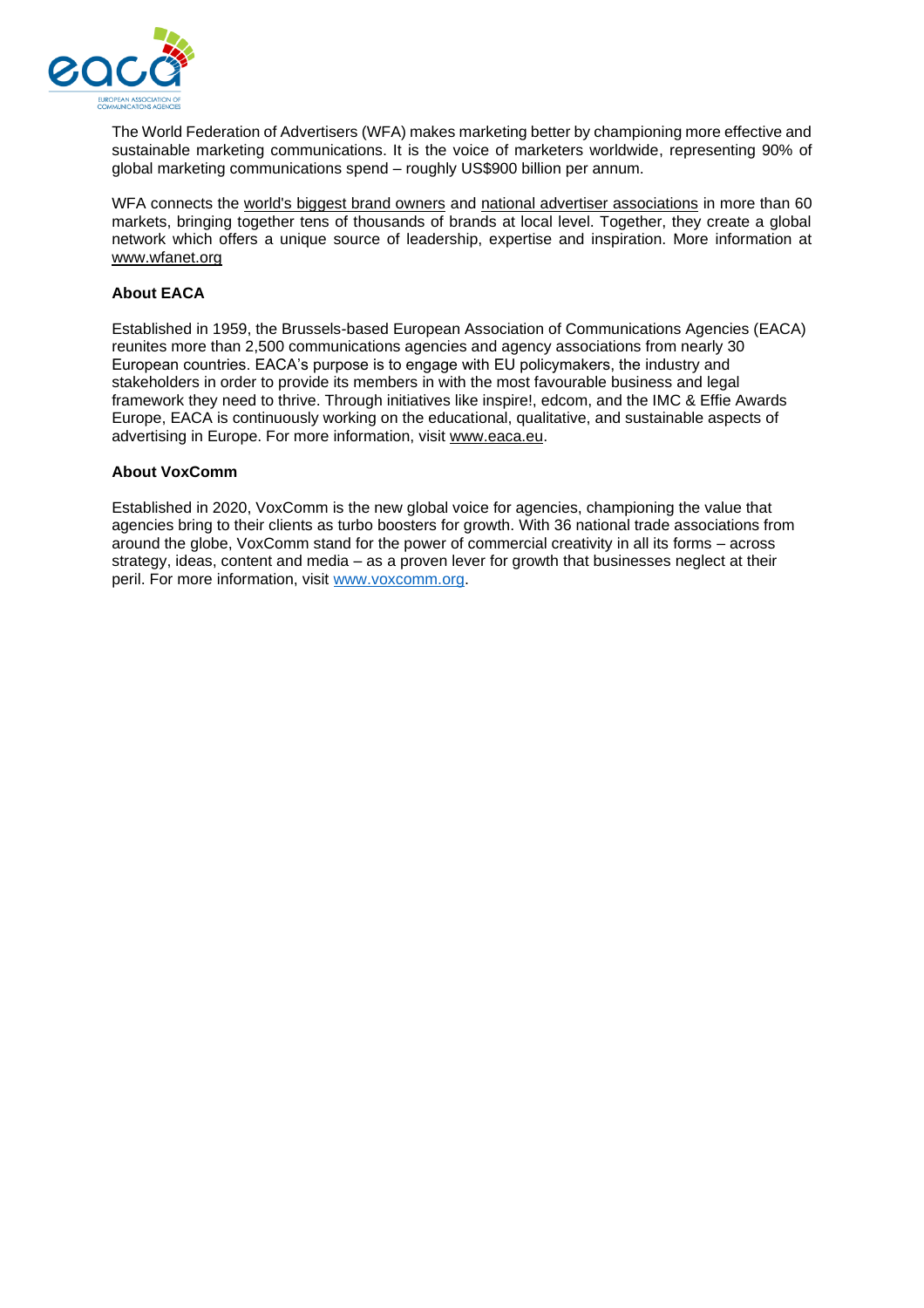The World Federation of Advertisers (WFA) makes marketing better by championing more effective and sustainable marketing communications. It is the voice of marketers worldwide, representing 90% of global marketing communications spend – roughly US$900 billion per annum.

WFA connects the world's biggest brand owners and national advertiser associations in more than 60 markets, bringing together tens of thousands of brands at local level. Together, they create a global network which offers a unique source of leadership, expertise and inspiration. More information at www.wfanet.org

**About EACA**

Established in 1959, the Brussels-based European Association of Communications Agencies (EACA) reunites more than 2,500 communications agencies and agency associations from nearly 30 European countries. EACA's purpose is to engage with EU policymakers, the industry and stakeholders in order to provide its members in with the most favourable business and legal framework they need to thrive. Through initiatives like inspire!, edcom, and the IMC & Effie Awards Europe, EACA is continuously working on the educational, qualitative, and sustainable aspects of advertising in Europe. For more information, visit www.eaca.eu.

**About VoxComm**

Established in 2020, VoxComm is the new global voice for agencies, championing the value that agencies bring to their clients as turbo boosters for growth. With 36 national trade associations from around the globe, VoxComm stand for the power of commercial creativity in all its forms – across strategy, ideas, content and media – as a proven lever for growth that businesses neglect at their peril. For more information, visit www.voxcomm.org.